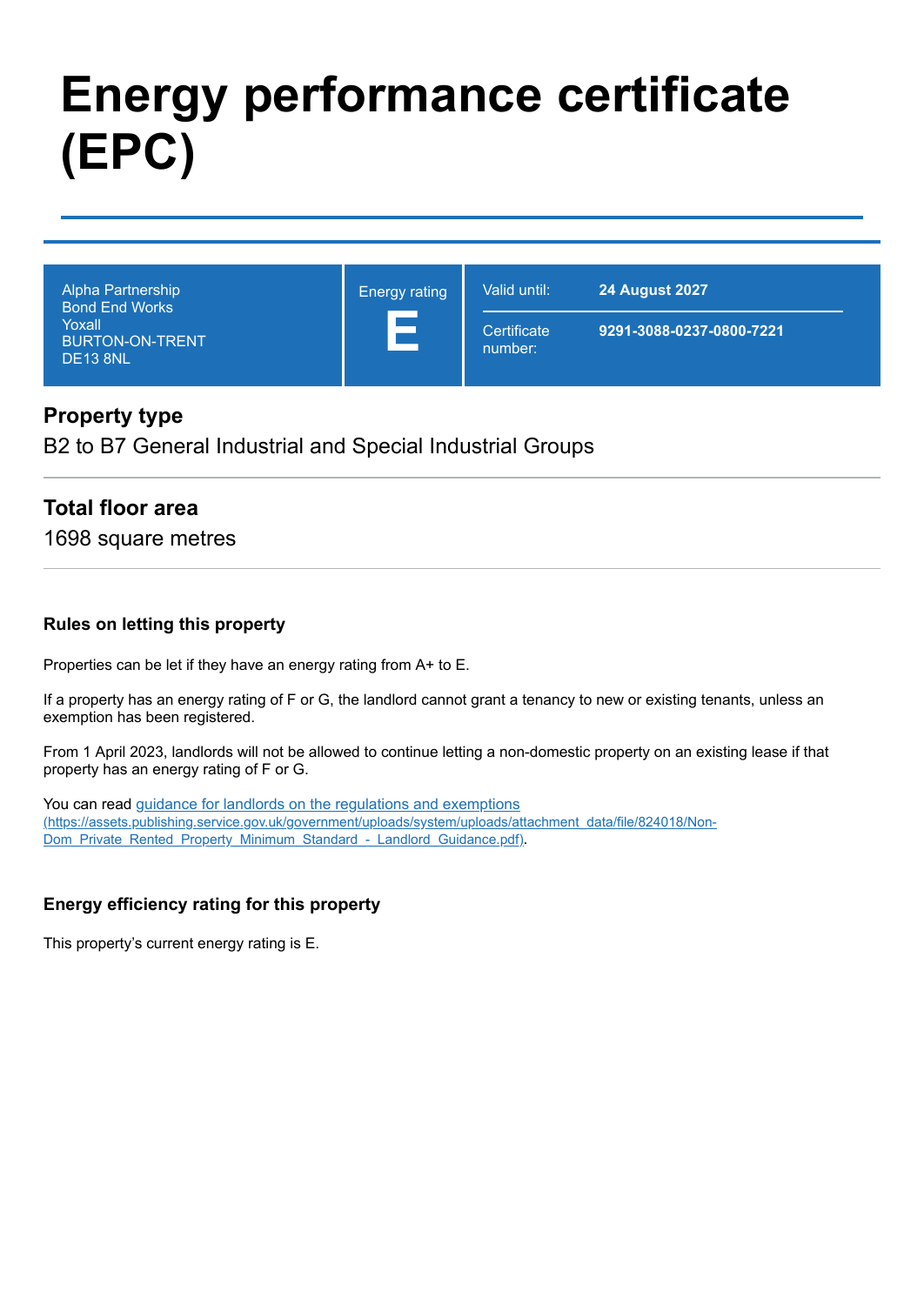# Energy performance certificate (EPC)

| Alpha Partnership<br>Bond End Works<br>Yoxall<br>BURTON-ON-TRENT<br>DE13 8NL | Energy rating<br>**E** | Valid until: **24 August 2027**<br>Certificate number: **9291-3088-0237-0800-7221** |
|---|---|---|

## Property type

B2 to B7 General Industrial and Special Industrial Groups

## Total floor area

1698 square metres

### Rules on letting this property

Properties can be let if they have an energy rating from A+ to E.

If a property has an energy rating of F or G, the landlord cannot grant a tenancy to new or existing tenants, unless an exemption has been registered.

From 1 April 2023, landlords will not be allowed to continue letting a non-domestic property on an existing lease if that property has an energy rating of F or G.

You can read [guidance for landlords on the regulations and exemptions](https://assets.publishing.service.gov.uk/government/uploads/system/uploads/attachment_data/file/824018/Non-Dom_Private_Rented_Property_Minimum_Standard_-_Landlord_Guidance.pdf) (https://assets.publishing.service.gov.uk/government/uploads/system/uploads/attachment_data/file/824018/Non-Dom_Private_Rented_Property_Minimum_Standard_-_Landlord_Guidance.pdf).

### Energy efficiency rating for this property

This property's current energy rating is E.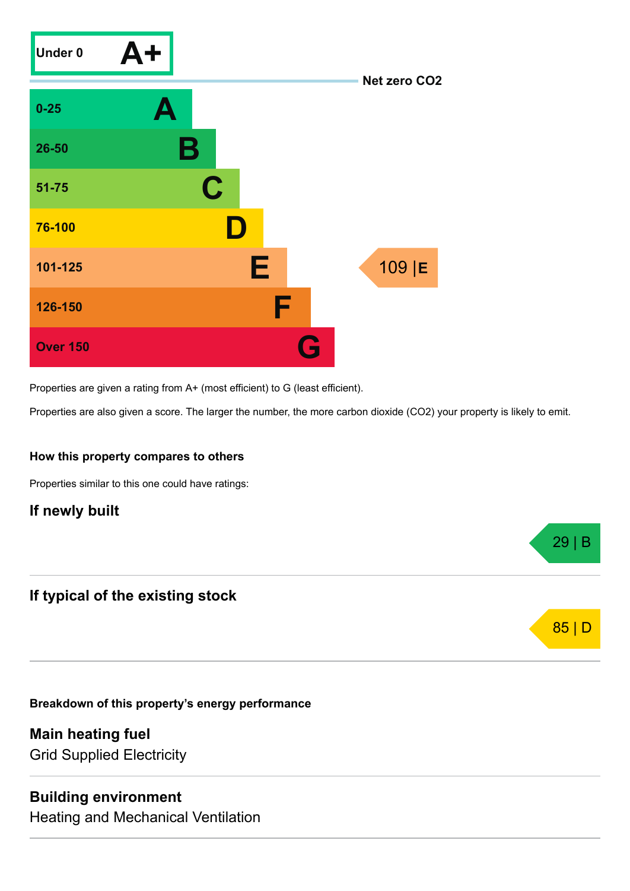| Score | Rating |
| --- | --- |
| Under 0 | A+ |
| 0-25 | A |
| 26-50 | B |
| 51-75 | C |
| 76-100 | D |
| 101-125 | E |
| 126-150 | F |
| Over 150 | G |

Net zero CO2

This property: 109 | E

Properties are given a rating from A+ (most efficient) to G (least efficient).

Properties are also given a score. The larger the number, the more carbon dioxide (CO2) your property is likely to emit.

### How this property compares to others

Properties similar to this one could have ratings:

## If newly built

29 | B

## If typical of the existing stock

85 | D

### Breakdown of this property's energy performance

## Main heating fuel

Grid Supplied Electricity

## Building environment

Heating and Mechanical Ventilation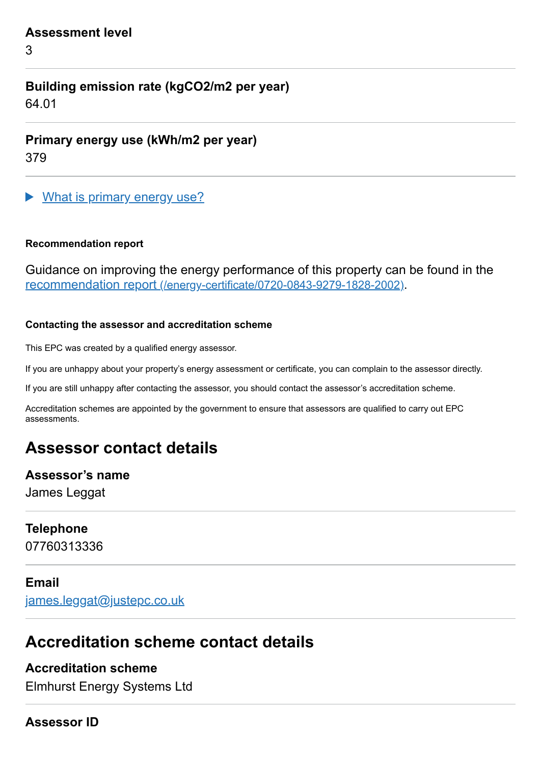**Assessment level**

3

**Building emission rate (kgCO2/m2 per year)**

64.01

**Primary energy use (kWh/m2 per year)**

379

▶ What is primary energy use?

#### Recommendation report

Guidance on improving the energy performance of this property can be found in the [recommendation report (/energy-certificate/0720-0843-9279-1828-2002)](/energy-certificate/0720-0843-9279-1828-2002).

#### Contacting the assessor and accreditation scheme

This EPC was created by a qualified energy assessor.

If you are unhappy about your property's energy assessment or certificate, you can complain to the assessor directly.

If you are still unhappy after contacting the assessor, you should contact the assessor's accreditation scheme.

Accreditation schemes are appointed by the government to ensure that assessors are qualified to carry out EPC assessments.

## Assessor contact details

**Assessor's name**

James Leggat

**Telephone**

07760313336

**Email**

james.leggat@justepc.co.uk

## Accreditation scheme contact details

**Accreditation scheme**

Elmhurst Energy Systems Ltd

**Assessor ID**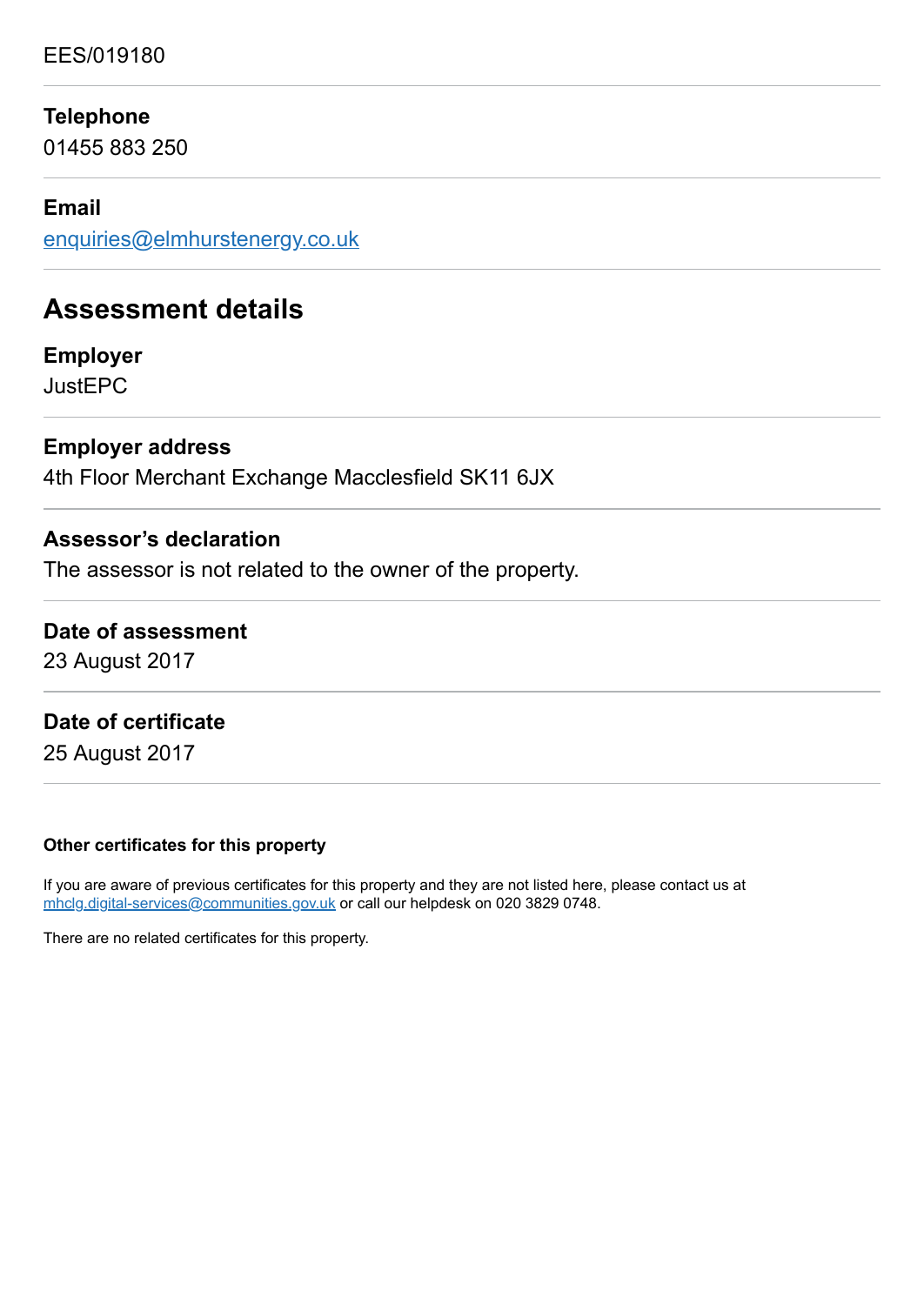EES/019180

**Telephone**
01455 883 250

**Email**
enquiries@elmhurstenergy.co.uk

## Assessment details

**Employer**
JustEPC

**Employer address**
4th Floor Merchant Exchange Macclesfield SK11 6JX

**Assessor's declaration**
The assessor is not related to the owner of the property.

**Date of assessment**
23 August 2017

**Date of certificate**
25 August 2017

**Other certificates for this property**

If you are aware of previous certificates for this property and they are not listed here, please contact us at mhclg.digital-services@communities.gov.uk or call our helpdesk on 020 3829 0748.

There are no related certificates for this property.